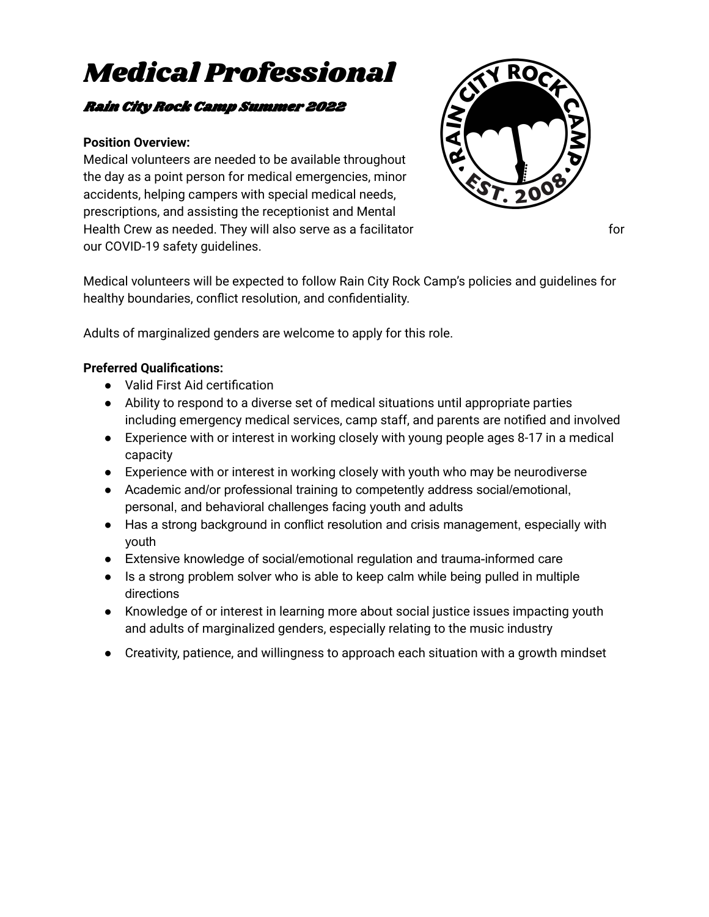# Medical Professional

### Rain City Rock Camp Summer 2022

**Position Overview:**
Medical volunteers are needed to be available throughout the day as a point person for medical emergencies, minor accidents, helping campers with special medical needs, prescriptions, and assisting the receptionist and Mental Health Crew as needed. They will also serve as a facilitator for our COVID-19 safety guidelines.

Medical volunteers will be expected to follow Rain City Rock Camp's policies and guidelines for healthy boundaries, conflict resolution, and confidentiality.

Adults of marginalized genders are welcome to apply for this role.

**Preferred Qualifications:**

- Valid First Aid certification
- Ability to respond to a diverse set of medical situations until appropriate parties including emergency medical services, camp staff, and parents are notified and involved
- Experience with or interest in working closely with young people ages 8-17 in a medical capacity
- Experience with or interest in working closely with youth who may be neurodiverse
- Academic and/or professional training to competently address social/emotional, personal, and behavioral challenges facing youth and adults
- Has a strong background in conflict resolution and crisis management, especially with youth
- Extensive knowledge of social/emotional regulation and trauma-informed care
- Is a strong problem solver who is able to keep calm while being pulled in multiple directions
- Knowledge of or interest in learning more about social justice issues impacting youth and adults of marginalized genders, especially relating to the music industry
- Creativity, patience, and willingness to approach each situation with a growth mindset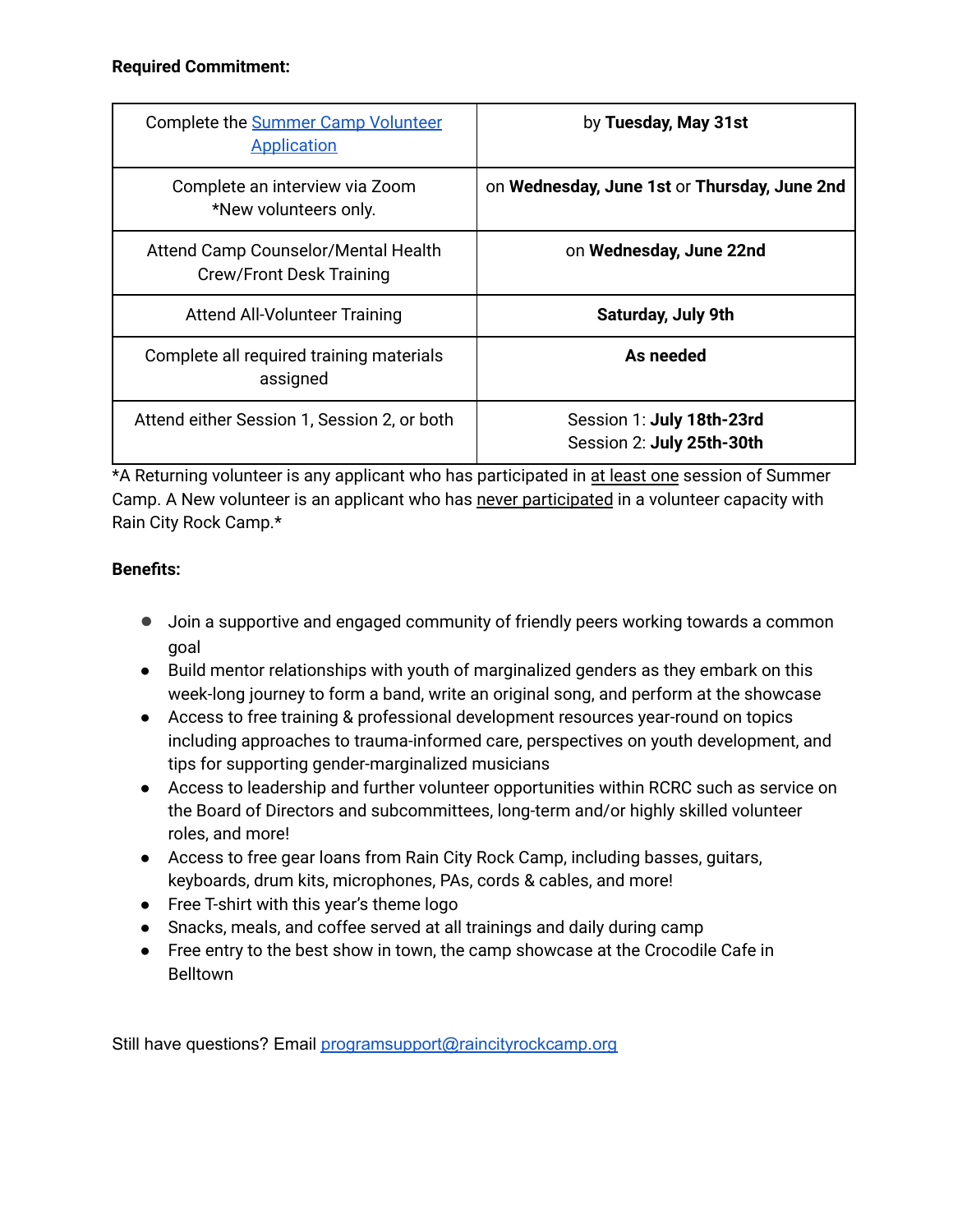**Required Commitment:**

| | |
|---|---|
| Complete the [Summer Camp Volunteer Application] | by **Tuesday, May 31st** |
| Complete an interview via Zoom *New volunteers only. | on **Wednesday, June 1st** or **Thursday, June 2nd** |
| Attend Camp Counselor/Mental Health Crew/Front Desk Training | on **Wednesday, June 22nd** |
| Attend All-Volunteer Training | **Saturday, July 9th** |
| Complete all required training materials assigned | **As needed** |
| Attend either Session 1, Session 2, or both | Session 1: **July 18th-23rd** Session 2: **July 25th-30th** |

*A Returning volunteer is any applicant who has participated in <u>at least one</u> session of Summer Camp. A New volunteer is an applicant who has <u>never participated</u> in a volunteer capacity with Rain City Rock Camp.*

**Benefits:**

- Join a supportive and engaged community of friendly peers working towards a common goal
- Build mentor relationships with youth of marginalized genders as they embark on this week-long journey to form a band, write an original song, and perform at the showcase
- Access to free training & professional development resources year-round on topics including approaches to trauma-informed care, perspectives on youth development, and tips for supporting gender-marginalized musicians
- Access to leadership and further volunteer opportunities within RCRC such as service on the Board of Directors and subcommittees, long-term and/or highly skilled volunteer roles, and more!
- Access to free gear loans from Rain City Rock Camp, including basses, guitars, keyboards, drum kits, microphones, PAs, cords & cables, and more!
- Free T-shirt with this year's theme logo
- Snacks, meals, and coffee served at all trainings and daily during camp
- Free entry to the best show in town, the camp showcase at the Crocodile Cafe in Belltown

Still have questions? Email programsupport@raincityrockcamp.org